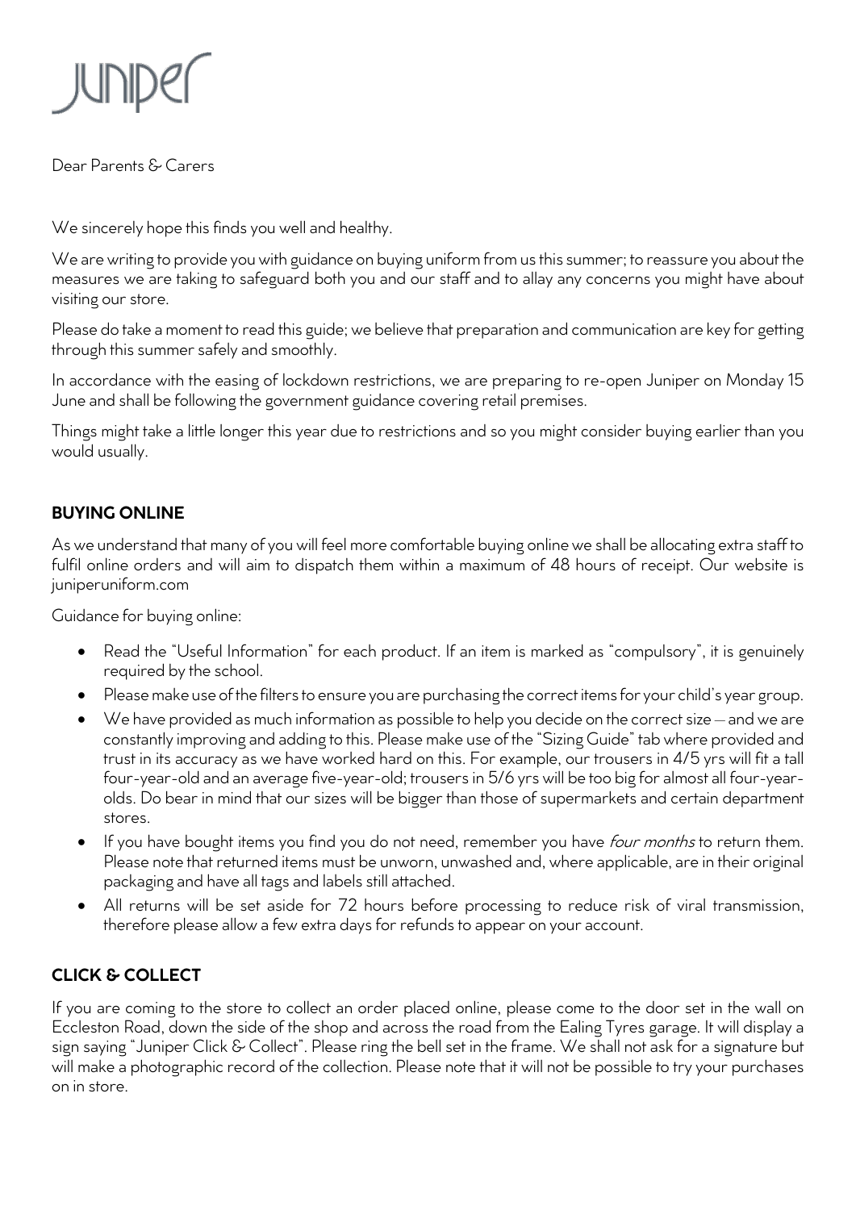juniper

Dear Parents & Carers

We sincerely hope this finds you well and healthy.

We are writing to provide you with guidance on buying uniform from us this summer; to reassure you about the measures we are taking to safeguard both you and our staff and to allay any concerns you might have about visiting our store.

Please do take a moment to read this guide; we believe that preparation and communication are key for getting through this summer safely and smoothly.

In accordance with the easing of lockdown restrictions, we are preparing to re-open Juniper on Monday 15 June and shall be following the government guidance covering retail premises.

Things might take a little longer this year due to restrictions and so you might consider buying earlier than you would usually.

## BUYING ONLINE

As we understand that many of you will feel more comfortable buying online we shall be allocating extra staff to fulfil online orders and will aim to dispatch them within a maximum of 48 hours of receipt. Our website is juniperuniform.com

Guidance for buying online:

- Read the "Useful Information" for each product. If an item is marked as "compulsory", it is genuinely required by the school.
- Please make use of the filters to ensure you are purchasing the correct items for your child's year group.
- We have provided as much information as possible to help you decide on the correct size – and we are constantly improving and adding to this. Please make use of the "Sizing Guide" tab where provided and trust in its accuracy as we have worked hard on this. For example, our trousers in 4/5 yrs will fit a tall four-year-old and an average five-year-old; trousers in 5/6 yrs will be too big for almost all four-year-olds. Do bear in mind that our sizes will be bigger than those of supermarkets and certain department stores.
- If you have bought items you find you do not need, remember you have *four months* to return them. Please note that returned items must be unworn, unwashed and, where applicable, are in their original packaging and have all tags and labels still attached.
- All returns will be set aside for 72 hours before processing to reduce risk of viral transmission, therefore please allow a few extra days for refunds to appear on your account.

## CLICK & COLLECT

If you are coming to the store to collect an order placed online, please come to the door set in the wall on Eccleston Road, down the side of the shop and across the road from the Ealing Tyres garage. It will display a sign saying "Juniper Click & Collect". Please ring the bell set in the frame. We shall not ask for a signature but will make a photographic record of the collection. Please note that it will not be possible to try your purchases on in store.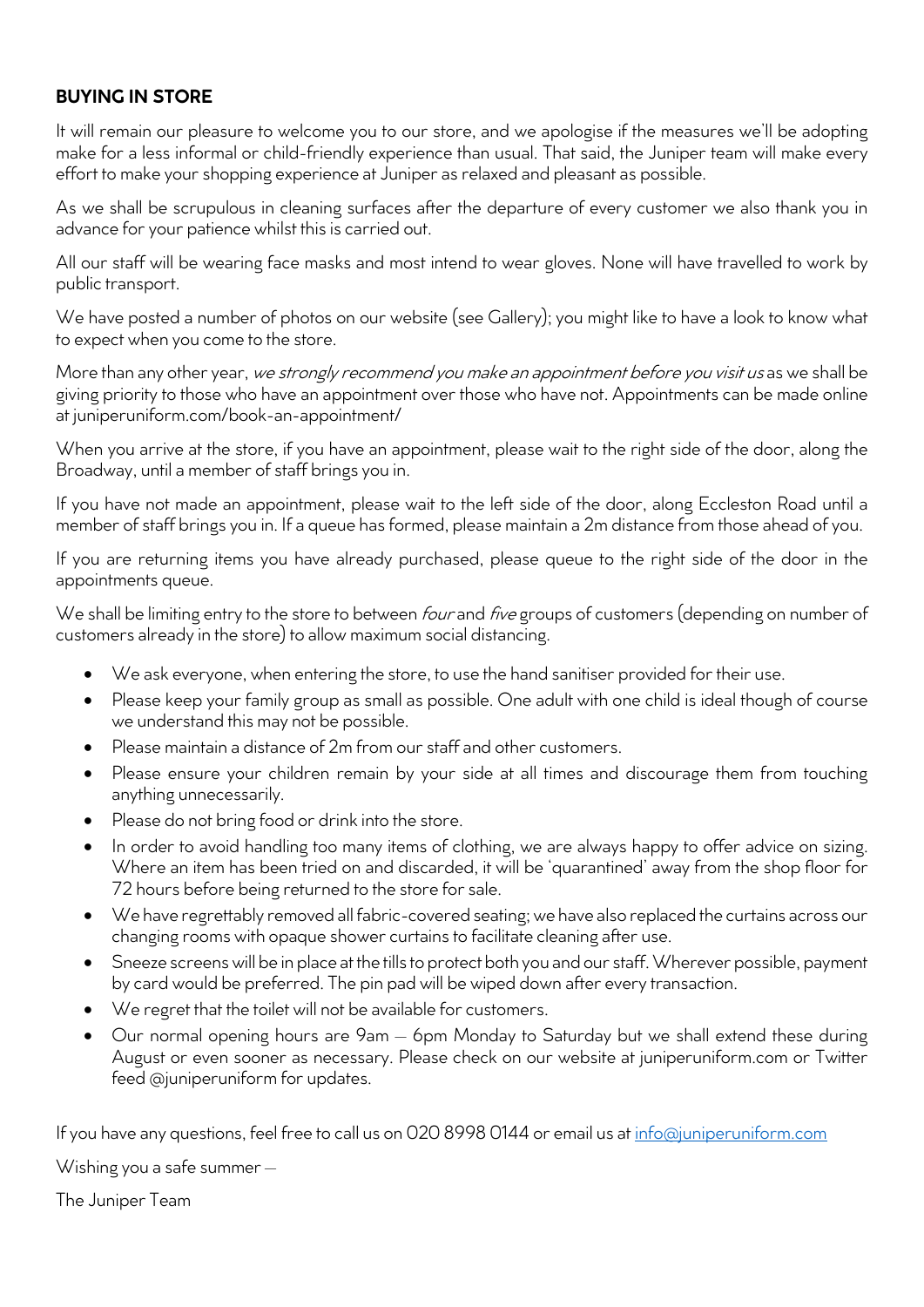## BUYING IN STORE

It will remain our pleasure to welcome you to our store, and we apologise if the measures we'll be adopting make for a less informal or child-friendly experience than usual. That said, the Juniper team will make every effort to make your shopping experience at Juniper as relaxed and pleasant as possible.

As we shall be scrupulous in cleaning surfaces after the departure of every customer we also thank you in advance for your patience whilst this is carried out.

All our staff will be wearing face masks and most intend to wear gloves. None will have travelled to work by public transport.

We have posted a number of photos on our website (see Gallery); you might like to have a look to know what to expect when you come to the store.

More than any other year, *we strongly recommend you make an appointment before you visit us* as we shall be giving priority to those who have an appointment over those who have not. Appointments can be made online at juniperuniform.com/book-an-appointment/

When you arrive at the store, if you have an appointment, please wait to the right side of the door, along the Broadway, until a member of staff brings you in.

If you have not made an appointment, please wait to the left side of the door, along Eccleston Road until a member of staff brings you in. If a queue has formed, please maintain a 2m distance from those ahead of you.

If you are returning items you have already purchased, please queue to the right side of the door in the appointments queue.

We shall be limiting entry to the store to between *four* and *five* groups of customers (depending on number of customers already in the store) to allow maximum social distancing.

- We ask everyone, when entering the store, to use the hand sanitiser provided for their use.
- Please keep your family group as small as possible. One adult with one child is ideal though of course we understand this may not be possible.
- Please maintain a distance of 2m from our staff and other customers.
- Please ensure your children remain by your side at all times and discourage them from touching anything unnecessarily.
- Please do not bring food or drink into the store.
- In order to avoid handling too many items of clothing, we are always happy to offer advice on sizing. Where an item has been tried on and discarded, it will be 'quarantined' away from the shop floor for 72 hours before being returned to the store for sale.
- We have regrettably removed all fabric-covered seating; we have also replaced the curtains across our changing rooms with opaque shower curtains to facilitate cleaning after use.
- Sneeze screens will be in place at the tills to protect both you and our staff. Wherever possible, payment by card would be preferred. The pin pad will be wiped down after every transaction.
- We regret that the toilet will not be available for customers.
- Our normal opening hours are 9am – 6pm Monday to Saturday but we shall extend these during August or even sooner as necessary. Please check on our website at juniperuniform.com or Twitter feed @juniperuniform for updates.

If you have any questions, feel free to call us on 020 8998 0144 or email us at info@juniperuniform.com

Wishing you a safe summer –

The Juniper Team